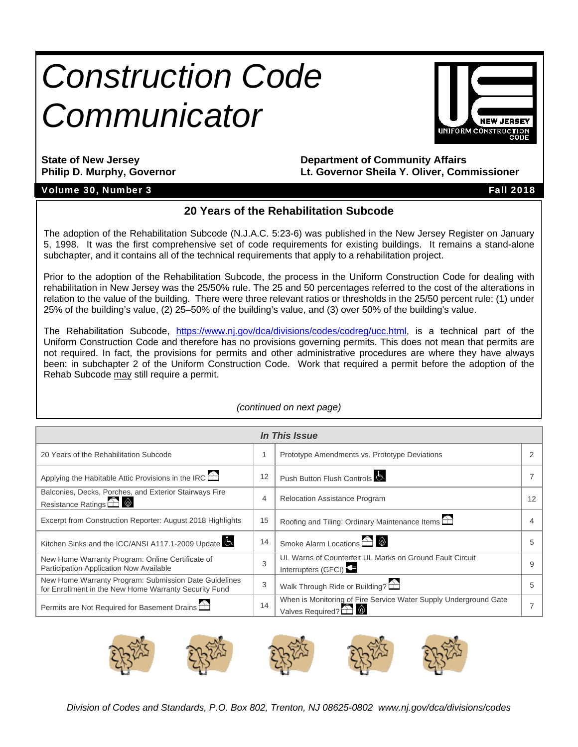# Construction Code Communicator

**State of New Jersey**
**Philip D. Murphy, Governor**

**Department of Community Affairs**
**Lt. Governor Sheila Y. Oliver, Commissioner**

**Volume 30, Number 3** **Fall 2018**

## 20 Years of the Rehabilitation Subcode

The adoption of the Rehabilitation Subcode (N.J.A.C. 5:23-6) was published in the New Jersey Register on January 5, 1998. It was the first comprehensive set of code requirements for existing buildings. It remains a stand-alone subchapter, and it contains all of the technical requirements that apply to a rehabilitation project.

Prior to the adoption of the Rehabilitation Subcode, the process in the Uniform Construction Code for dealing with rehabilitation in New Jersey was the 25/50% rule. The 25 and 50 percentages referred to the cost of the alterations in relation to the value of the building. There were three relevant ratios or thresholds in the 25/50 percent rule: (1) under 25% of the building's value, (2) 25–50% of the building's value, and (3) over 50% of the building's value.

The Rehabilitation Subcode, https://www.nj.gov/dca/divisions/codes/codreg/ucc.html, is a technical part of the Uniform Construction Code and therefore has no provisions governing permits. This does not mean that permits are not required. In fact, the provisions for permits and other administrative procedures are where they have always been: in subchapter 2 of the Uniform Construction Code. Work that required a permit before the adoption of the Rehab Subcode may still require a permit.

*(continued on next page)*

### *In This Issue*

| Article | Page | Article | Page |
|---|---|---|---|
| 20 Years of the Rehabilitation Subcode | 1 | Prototype Amendments vs. Prototype Deviations | 2 |
| Applying the Habitable Attic Provisions in the IRC | 12 | Push Button Flush Controls | 7 |
| Balconies, Decks, Porches, and Exterior Stairways Fire Resistance Ratings | 4 | Relocation Assistance Program | 12 |
| Excerpt from Construction Reporter: August 2018 Highlights | 15 | Roofing and Tiling: Ordinary Maintenance Items | 4 |
| Kitchen Sinks and the ICC/ANSI A117.1-2009 Update | 14 | Smoke Alarm Locations | 5 |
| New Home Warranty Program: Online Certificate of Participation Application Now Available | 3 | UL Warns of Counterfeit UL Marks on Ground Fault Circuit Interrupters (GFCI) | 9 |
| New Home Warranty Program: Submission Date Guidelines for Enrollment in the New Home Warranty Security Fund | 3 | Walk Through Ride or Building? | 5 |
| Permits are Not Required for Basement Drains | 14 | When is Monitoring of Fire Service Water Supply Underground Gate Valves Required? | 7 |

*Division of Codes and Standards, P.O. Box 802, Trenton, NJ 08625-0802 www.nj.gov/dca/divisions/codes*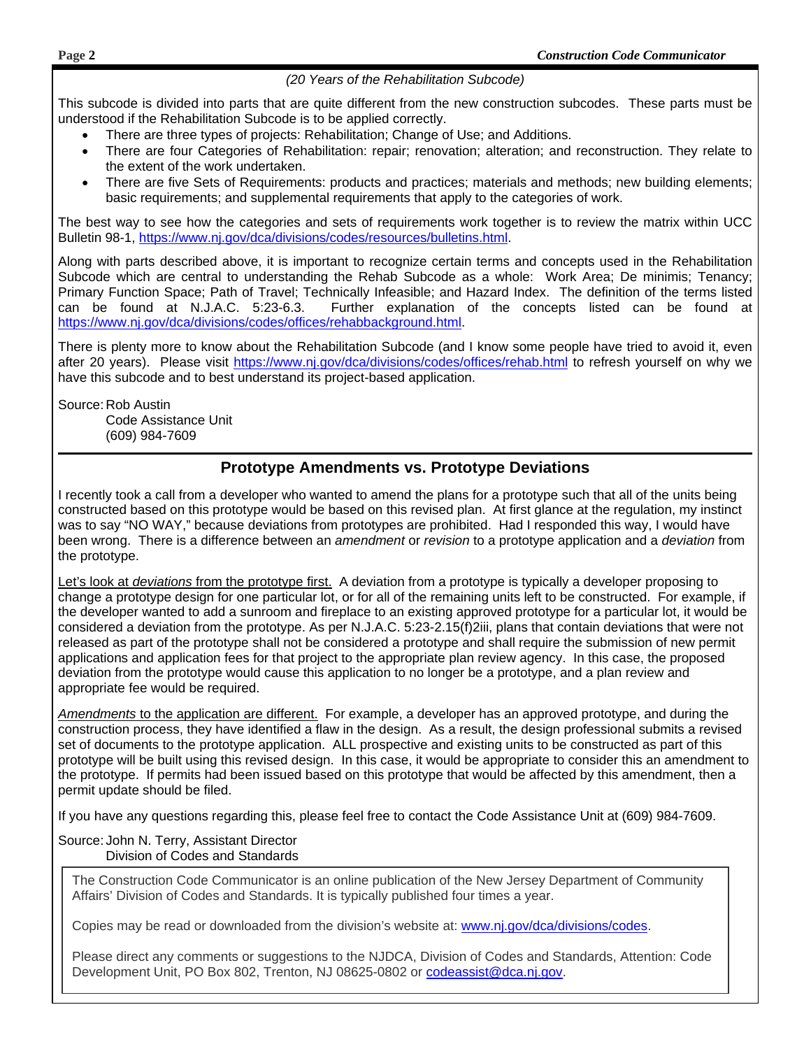*(20 Years of the Rehabilitation Subcode)*

This subcode is divided into parts that are quite different from the new construction subcodes. These parts must be understood if the Rehabilitation Subcode is to be applied correctly.

- There are three types of projects: Rehabilitation; Change of Use; and Additions.
- There are four Categories of Rehabilitation: repair; renovation; alteration; and reconstruction. They relate to the extent of the work undertaken.
- There are five Sets of Requirements: products and practices; materials and methods; new building elements; basic requirements; and supplemental requirements that apply to the categories of work.

The best way to see how the categories and sets of requirements work together is to review the matrix within UCC Bulletin 98-1, https://www.nj.gov/dca/divisions/codes/resources/bulletins.html.

Along with parts described above, it is important to recognize certain terms and concepts used in the Rehabilitation Subcode which are central to understanding the Rehab Subcode as a whole: Work Area; De minimis; Tenancy; Primary Function Space; Path of Travel; Technically Infeasible; and Hazard Index. The definition of the terms listed can be found at N.J.A.C. 5:23-6.3. Further explanation of the concepts listed can be found at https://www.nj.gov/dca/divisions/codes/offices/rehabbackground.html.

There is plenty more to know about the Rehabilitation Subcode (and I know some people have tried to avoid it, even after 20 years). Please visit https://www.nj.gov/dca/divisions/codes/offices/rehab.html to refresh yourself on why we have this subcode and to best understand its project-based application.

Source: Rob Austin
Code Assistance Unit
(609) 984-7609

## Prototype Amendments vs. Prototype Deviations

I recently took a call from a developer who wanted to amend the plans for a prototype such that all of the units being constructed based on this prototype would be based on this revised plan. At first glance at the regulation, my instinct was to say "NO WAY," because deviations from prototypes are prohibited. Had I responded this way, I would have been wrong. There is a difference between an *amendment* or *revision* to a prototype application and a *deviation* from the prototype.

Let's look at *deviations* from the prototype first. A deviation from a prototype is typically a developer proposing to change a prototype design for one particular lot, or for all of the remaining units left to be constructed. For example, if the developer wanted to add a sunroom and fireplace to an existing approved prototype for a particular lot, it would be considered a deviation from the prototype. As per N.J.A.C. 5:23-2.15(f)2iii, plans that contain deviations that were not released as part of the prototype shall not be considered a prototype and shall require the submission of new permit applications and application fees for that project to the appropriate plan review agency. In this case, the proposed deviation from the prototype would cause this application to no longer be a prototype, and a plan review and appropriate fee would be required.

*Amendments* to the application are different. For example, a developer has an approved prototype, and during the construction process, they have identified a flaw in the design. As a result, the design professional submits a revised set of documents to the prototype application. ALL prospective and existing units to be constructed as part of this prototype will be built using this revised design. In this case, it would be appropriate to consider this an amendment to the prototype. If permits had been issued based on this prototype that would be affected by this amendment, then a permit update should be filed.

If you have any questions regarding this, please feel free to contact the Code Assistance Unit at (609) 984-7609.

Source: John N. Terry, Assistant Director
Division of Codes and Standards

The Construction Code Communicator is an online publication of the New Jersey Department of Community Affairs' Division of Codes and Standards. It is typically published four times a year.

Copies may be read or downloaded from the division's website at: www.nj.gov/dca/divisions/codes.

Please direct any comments or suggestions to the NJDCA, Division of Codes and Standards, Attention: Code Development Unit, PO Box 802, Trenton, NJ 08625-0802 or codeassist@dca.nj.gov.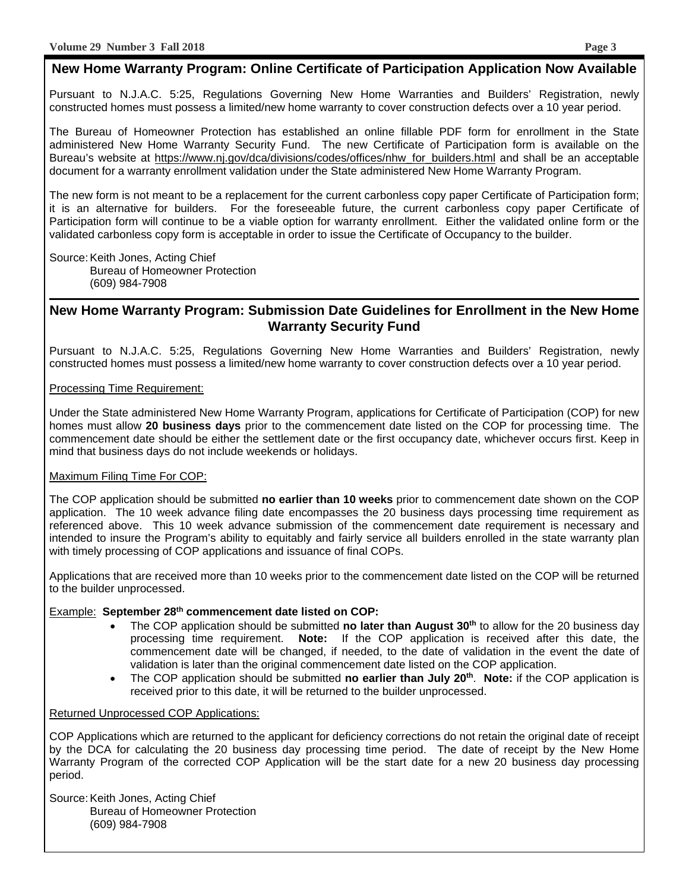## New Home Warranty Program: Online Certificate of Participation Application Now Available

Pursuant to N.J.A.C. 5:25, Regulations Governing New Home Warranties and Builders' Registration, newly constructed homes must possess a limited/new home warranty to cover construction defects over a 10 year period.

The Bureau of Homeowner Protection has established an online fillable PDF form for enrollment in the State administered New Home Warranty Security Fund. The new Certificate of Participation form is available on the Bureau's website at https://www.nj.gov/dca/divisions/codes/offices/nhw_for_builders.html and shall be an acceptable document for a warranty enrollment validation under the State administered New Home Warranty Program.

The new form is not meant to be a replacement for the current carbonless copy paper Certificate of Participation form; it is an alternative for builders. For the foreseeable future, the current carbonless copy paper Certificate of Participation form will continue to be a viable option for warranty enrollment. Either the validated online form or the validated carbonless copy form is acceptable in order to issue the Certificate of Occupancy to the builder.

Source: Keith Jones, Acting Chief
Bureau of Homeowner Protection
(609) 984-7908

## New Home Warranty Program: Submission Date Guidelines for Enrollment in the New Home Warranty Security Fund

Pursuant to N.J.A.C. 5:25, Regulations Governing New Home Warranties and Builders' Registration, newly constructed homes must possess a limited/new home warranty to cover construction defects over a 10 year period.

Processing Time Requirement:

Under the State administered New Home Warranty Program, applications for Certificate of Participation (COP) for new homes must allow **20 business days** prior to the commencement date listed on the COP for processing time. The commencement date should be either the settlement date or the first occupancy date, whichever occurs first. Keep in mind that business days do not include weekends or holidays.

Maximum Filing Time For COP:

The COP application should be submitted **no earlier than 10 weeks** prior to commencement date shown on the COP application. The 10 week advance filing date encompasses the 20 business days processing time requirement as referenced above. This 10 week advance submission of the commencement date requirement is necessary and intended to insure the Program's ability to equitably and fairly service all builders enrolled in the state warranty plan with timely processing of COP applications and issuance of final COPs.

Applications that are received more than 10 weeks prior to the commencement date listed on the COP will be returned to the builder unprocessed.

Example: **September 28th commencement date listed on COP:**

- The COP application should be submitted **no later than August 30th** to allow for the 20 business day processing time requirement. **Note:** If the COP application is received after this date, the commencement date will be changed, if needed, to the date of validation in the event the date of validation is later than the original commencement date listed on the COP application.
- The COP application should be submitted **no earlier than July 20th**. **Note:** if the COP application is received prior to this date, it will be returned to the builder unprocessed.

Returned Unprocessed COP Applications:

COP Applications which are returned to the applicant for deficiency corrections do not retain the original date of receipt by the DCA for calculating the 20 business day processing time period. The date of receipt by the New Home Warranty Program of the corrected COP Application will be the start date for a new 20 business day processing period.

Source: Keith Jones, Acting Chief
Bureau of Homeowner Protection
(609) 984-7908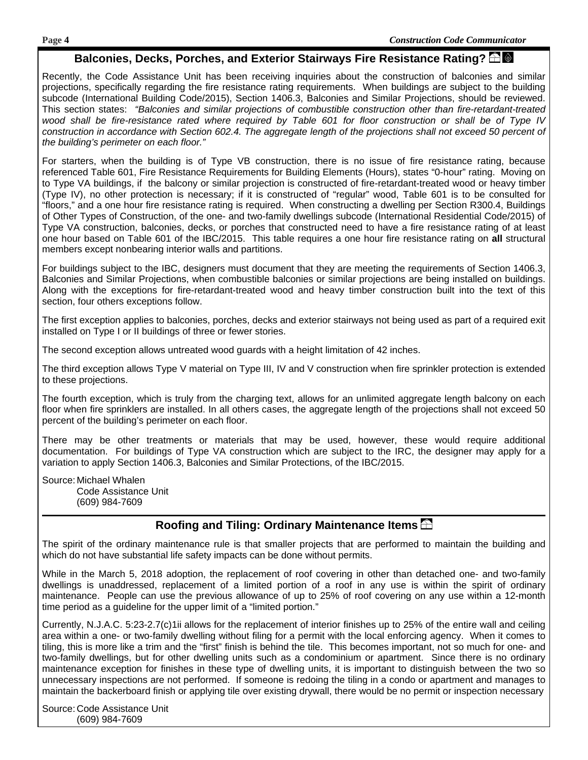## Balconies, Decks, Porches, and Exterior Stairways Fire Resistance Rating?

Recently, the Code Assistance Unit has been receiving inquiries about the construction of balconies and similar projections, specifically regarding the fire resistance rating requirements. When buildings are subject to the building subcode (International Building Code/2015), Section 1406.3, Balconies and Similar Projections, should be reviewed. This section states: *"Balconies and similar projections of combustible construction other than fire-retardant-treated wood shall be fire-resistance rated where required by Table 601 for floor construction or shall be of Type IV construction in accordance with Section 602.4. The aggregate length of the projections shall not exceed 50 percent of the building's perimeter on each floor."*

For starters, when the building is of Type VB construction, there is no issue of fire resistance rating, because referenced Table 601, Fire Resistance Requirements for Building Elements (Hours), states "0-hour" rating. Moving on to Type VA buildings, if the balcony or similar projection is constructed of fire-retardant-treated wood or heavy timber (Type IV), no other protection is necessary; if it is constructed of "regular" wood, Table 601 is to be consulted for "floors," and a one hour fire resistance rating is required. When constructing a dwelling per Section R300.4, Buildings of Other Types of Construction, of the one- and two-family dwellings subcode (International Residential Code/2015) of Type VA construction, balconies, decks, or porches that constructed need to have a fire resistance rating of at least one hour based on Table 601 of the IBC/2015. This table requires a one hour fire resistance rating on **all** structural members except nonbearing interior walls and partitions.

For buildings subject to the IBC, designers must document that they are meeting the requirements of Section 1406.3, Balconies and Similar Projections, when combustible balconies or similar projections are being installed on buildings. Along with the exceptions for fire-retardant-treated wood and heavy timber construction built into the text of this section, four others exceptions follow.

The first exception applies to balconies, porches, decks and exterior stairways not being used as part of a required exit installed on Type I or II buildings of three or fewer stories.

The second exception allows untreated wood guards with a height limitation of 42 inches.

The third exception allows Type V material on Type III, IV and V construction when fire sprinkler protection is extended to these projections.

The fourth exception, which is truly from the charging text, allows for an unlimited aggregate length balcony on each floor when fire sprinklers are installed. In all others cases, the aggregate length of the projections shall not exceed 50 percent of the building's perimeter on each floor.

There may be other treatments or materials that may be used, however, these would require additional documentation. For buildings of Type VA construction which are subject to the IRC, the designer may apply for a variation to apply Section 1406.3, Balconies and Similar Protections, of the IBC/2015.

Source: Michael Whalen
Code Assistance Unit
(609) 984-7609

## Roofing and Tiling: Ordinary Maintenance Items

The spirit of the ordinary maintenance rule is that smaller projects that are performed to maintain the building and which do not have substantial life safety impacts can be done without permits.

While in the March 5, 2018 adoption, the replacement of roof covering in other than detached one- and two-family dwellings is unaddressed, replacement of a limited portion of a roof in any use is within the spirit of ordinary maintenance. People can use the previous allowance of up to 25% of roof covering on any use within a 12-month time period as a guideline for the upper limit of a "limited portion."

Currently, N.J.A.C. 5:23-2.7(c)1ii allows for the replacement of interior finishes up to 25% of the entire wall and ceiling area within a one- or two-family dwelling without filing for a permit with the local enforcing agency. When it comes to tiling, this is more like a trim and the "first" finish is behind the tile. This becomes important, not so much for one- and two-family dwellings, but for other dwelling units such as a condominium or apartment. Since there is no ordinary maintenance exception for finishes in these type of dwelling units, it is important to distinguish between the two so unnecessary inspections are not performed. If someone is redoing the tiling in a condo or apartment and manages to maintain the backerboard finish or applying tile over existing drywall, there would be no permit or inspection necessary

Source: Code Assistance Unit
(609) 984-7609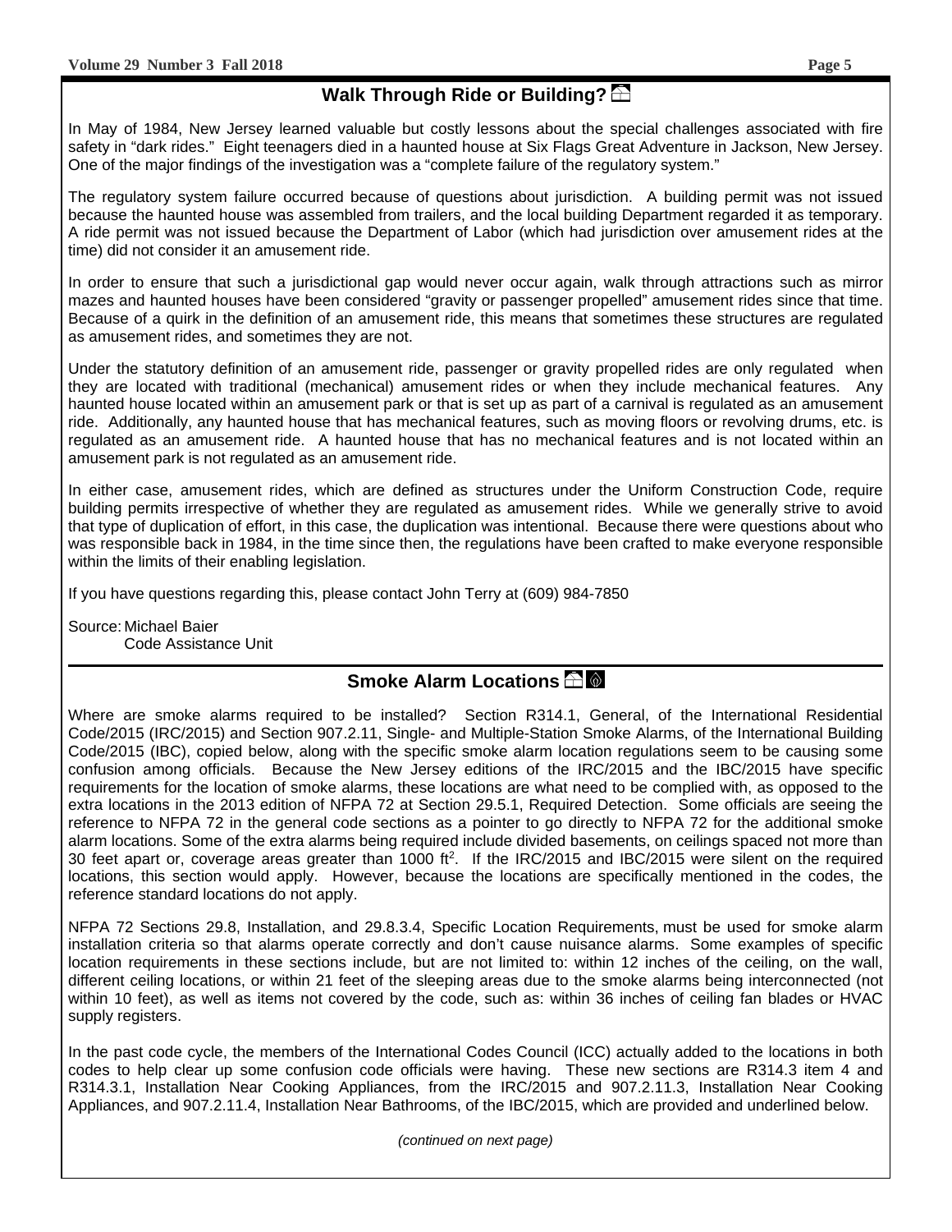## Walk Through Ride or Building?

In May of 1984, New Jersey learned valuable but costly lessons about the special challenges associated with fire safety in "dark rides." Eight teenagers died in a haunted house at Six Flags Great Adventure in Jackson, New Jersey. One of the major findings of the investigation was a "complete failure of the regulatory system."

The regulatory system failure occurred because of questions about jurisdiction. A building permit was not issued because the haunted house was assembled from trailers, and the local building Department regarded it as temporary. A ride permit was not issued because the Department of Labor (which had jurisdiction over amusement rides at the time) did not consider it an amusement ride.

In order to ensure that such a jurisdictional gap would never occur again, walk through attractions such as mirror mazes and haunted houses have been considered "gravity or passenger propelled" amusement rides since that time. Because of a quirk in the definition of an amusement ride, this means that sometimes these structures are regulated as amusement rides, and sometimes they are not.

Under the statutory definition of an amusement ride, passenger or gravity propelled rides are only regulated when they are located with traditional (mechanical) amusement rides or when they include mechanical features. Any haunted house located within an amusement park or that is set up as part of a carnival is regulated as an amusement ride. Additionally, any haunted house that has mechanical features, such as moving floors or revolving drums, etc. is regulated as an amusement ride. A haunted house that has no mechanical features and is not located within an amusement park is not regulated as an amusement ride.

In either case, amusement rides, which are defined as structures under the Uniform Construction Code, require building permits irrespective of whether they are regulated as amusement rides. While we generally strive to avoid that type of duplication of effort, in this case, the duplication was intentional. Because there were questions about who was responsible back in 1984, in the time since then, the regulations have been crafted to make everyone responsible within the limits of their enabling legislation.

If you have questions regarding this, please contact John Terry at (609) 984-7850

Source: Michael Baier
Code Assistance Unit

## Smoke Alarm Locations

Where are smoke alarms required to be installed? Section R314.1, General, of the International Residential Code/2015 (IRC/2015) and Section 907.2.11, Single- and Multiple-Station Smoke Alarms, of the International Building Code/2015 (IBC), copied below, along with the specific smoke alarm location regulations seem to be causing some confusion among officials. Because the New Jersey editions of the IRC/2015 and the IBC/2015 have specific requirements for the location of smoke alarms, these locations are what need to be complied with, as opposed to the extra locations in the 2013 edition of NFPA 72 at Section 29.5.1, Required Detection. Some officials are seeing the reference to NFPA 72 in the general code sections as a pointer to go directly to NFPA 72 for the additional smoke alarm locations. Some of the extra alarms being required include divided basements, on ceilings spaced not more than 30 feet apart or, coverage areas greater than 1000 ft$^2$. If the IRC/2015 and IBC/2015 were silent on the required locations, this section would apply. However, because the locations are specifically mentioned in the codes, the reference standard locations do not apply.

NFPA 72 Sections 29.8, Installation, and 29.8.3.4, Specific Location Requirements, must be used for smoke alarm installation criteria so that alarms operate correctly and don't cause nuisance alarms. Some examples of specific location requirements in these sections include, but are not limited to: within 12 inches of the ceiling, on the wall, different ceiling locations, or within 21 feet of the sleeping areas due to the smoke alarms being interconnected (not within 10 feet), as well as items not covered by the code, such as: within 36 inches of ceiling fan blades or HVAC supply registers.

In the past code cycle, the members of the International Codes Council (ICC) actually added to the locations in both codes to help clear up some confusion code officials were having. These new sections are R314.3 item 4 and R314.3.1, Installation Near Cooking Appliances, from the IRC/2015 and 907.2.11.3, Installation Near Cooking Appliances, and 907.2.11.4, Installation Near Bathrooms, of the IBC/2015, which are provided and underlined below.

*(continued on next page)*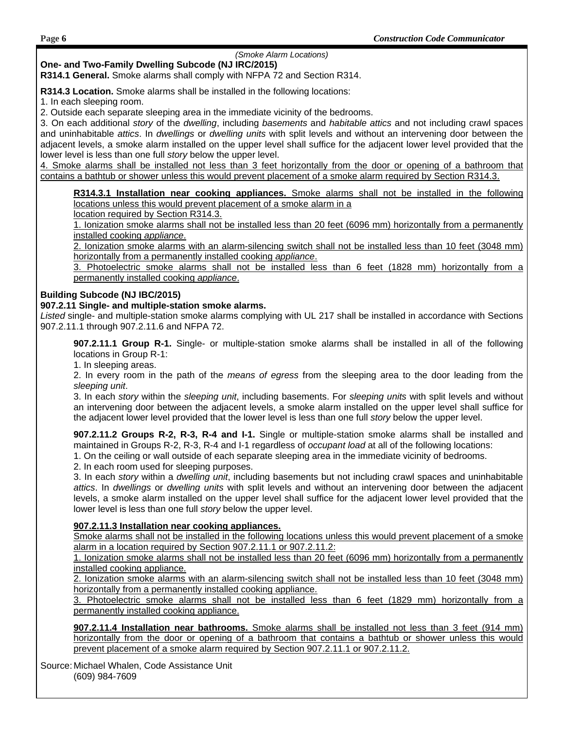*(Smoke Alarm Locations)*

**One- and Two-Family Dwelling Subcode (NJ IRC/2015)**

**R314.1 General.** Smoke alarms shall comply with NFPA 72 and Section R314.

**R314.3 Location.** Smoke alarms shall be installed in the following locations:

1. In each sleeping room.
2. Outside each separate sleeping area in the immediate vicinity of the bedrooms.
3. On each additional *story* of the *dwelling*, including *basements* and *habitable attics* and not including crawl spaces and uninhabitable *attics*. In *dwellings* or *dwelling units* with split levels and without an intervening door between the adjacent levels, a smoke alarm installed on the upper level shall suffice for the adjacent lower level provided that the lower level is less than one full *story* below the upper level.
4. <u>Smoke alarms shall be installed not less than 3 feet horizontally from the door or opening of a bathroom that contains a bathtub or shower unless this would prevent placement of a smoke alarm required by Section R314.3.</u>

> <u>**R314.3.1 Installation near cooking appliances.** Smoke alarms shall not be installed in the following locations unless this would prevent placement of a smoke alarm in a location required by Section R314.3.</u>
>
> 1. <u>Ionization smoke alarms shall not be installed less than 20 feet (6096 mm) horizontally from a permanently installed cooking *appliance*.</u>
> 2. <u>Ionization smoke alarms with an alarm-silencing switch shall not be installed less than 10 feet (3048 mm) horizontally from a permanently installed cooking *appliance*.</u>
> 3. <u>Photoelectric smoke alarms shall not be installed less than 6 feet (1828 mm) horizontally from a permanently installed cooking *appliance*.</u>

**Building Subcode (NJ IBC/2015)**

**907.2.11 Single- and multiple-station smoke alarms.**

*Listed* single- and multiple-station smoke alarms complying with UL 217 shall be installed in accordance with Sections 907.2.11.1 through 907.2.11.6 and NFPA 72.

> **907.2.11.1 Group R-1.** Single- or multiple-station smoke alarms shall be installed in all of the following locations in Group R-1:
>
> 1. In sleeping areas.
> 2. In every room in the path of the *means of egress* from the sleeping area to the door leading from the *sleeping unit*.
> 3. In each *story* within the *sleeping unit*, including basements. For *sleeping units* with split levels and without an intervening door between the adjacent levels, a smoke alarm installed on the upper level shall suffice for the adjacent lower level provided that the lower level is less than one full *story* below the upper level.
>
> **907.2.11.2 Groups R-2, R-3, R-4 and I-1.** Single or multiple-station smoke alarms shall be installed and maintained in Groups R-2, R-3, R-4 and I-1 regardless of *occupant load* at all of the following locations:
>
> 1. On the ceiling or wall outside of each separate sleeping area in the immediate vicinity of bedrooms.
> 2. In each room used for sleeping purposes.
> 3. In each *story* within a *dwelling unit*, including basements but not including crawl spaces and uninhabitable *attics*. In *dwellings* or *dwelling units* with split levels and without an intervening door between the adjacent levels, a smoke alarm installed on the upper level shall suffice for the adjacent lower level provided that the lower level is less than one full *story* below the upper level.
>
> <u>**907.2.11.3 Installation near cooking appliances.**</u>
>
> <u>Smoke alarms shall not be installed in the following locations unless this would prevent placement of a smoke alarm in a location required by Section 907.2.11.1 or 907.2.11.2:</u>
>
> 1. <u>Ionization smoke alarms shall not be installed less than 20 feet (6096 mm) horizontally from a permanently installed cooking appliance.</u>
> 2. <u>Ionization smoke alarms with an alarm-silencing switch shall not be installed less than 10 feet (3048 mm) horizontally from a permanently installed cooking appliance.</u>
> 3. <u>Photoelectric smoke alarms shall not be installed less than 6 feet (1829 mm) horizontally from a permanently installed cooking appliance.</u>
>
> <u>**907.2.11.4 Installation near bathrooms.** Smoke alarms shall be installed not less than 3 feet (914 mm) horizontally from the door or opening of a bathroom that contains a bathtub or shower unless this would prevent placement of a smoke alarm required by Section 907.2.11.1 or 907.2.11.2.</u>

Source: Michael Whalen, Code Assistance Unit
(609) 984-7609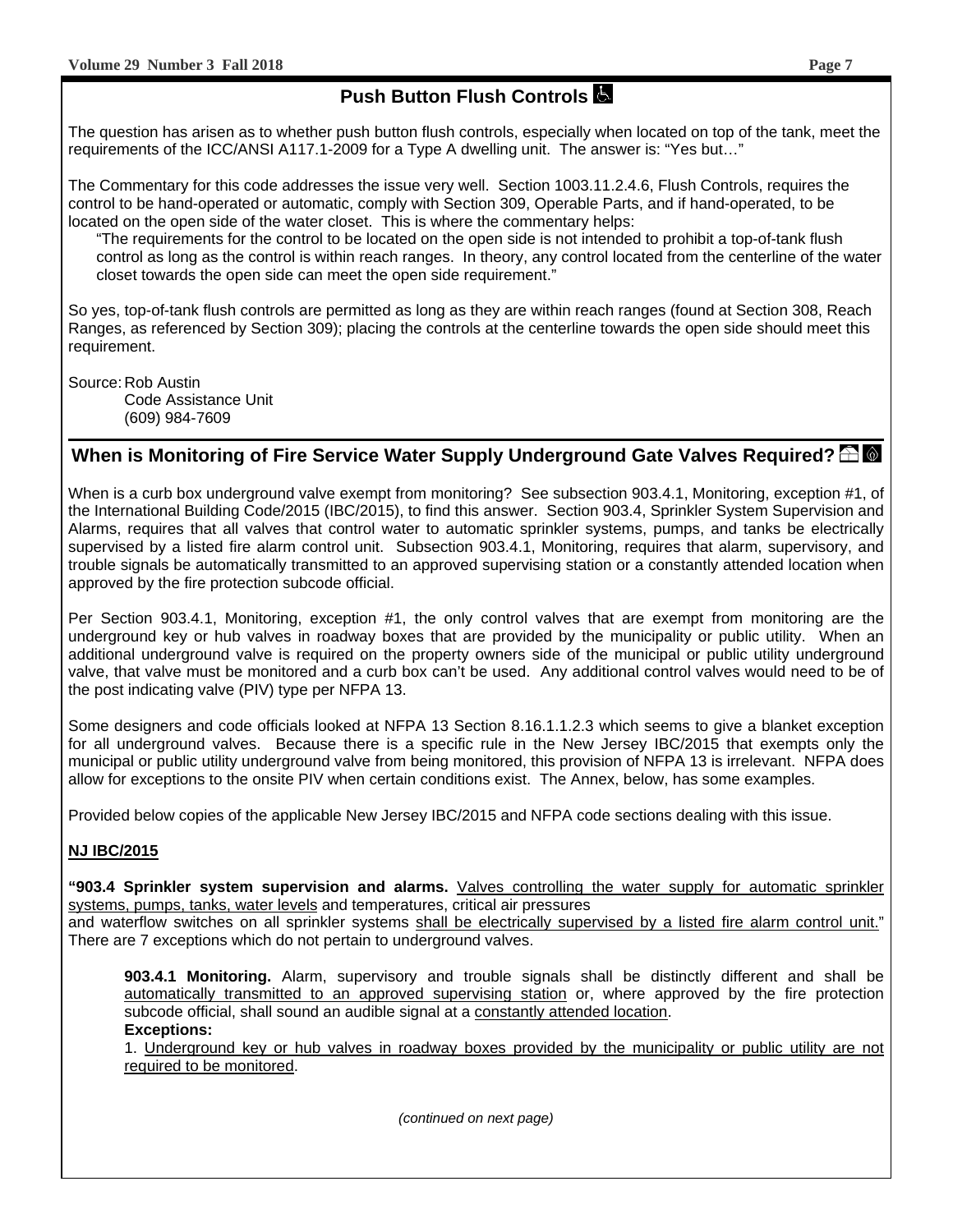## Push Button Flush Controls

The question has arisen as to whether push button flush controls, especially when located on top of the tank, meet the requirements of the ICC/ANSI A117.1-2009 for a Type A dwelling unit. The answer is: "Yes but…"

The Commentary for this code addresses the issue very well. Section 1003.11.2.4.6, Flush Controls, requires the control to be hand-operated or automatic, comply with Section 309, Operable Parts, and if hand-operated, to be located on the open side of the water closet. This is where the commentary helps:

> "The requirements for the control to be located on the open side is not intended to prohibit a top-of-tank flush control as long as the control is within reach ranges. In theory, any control located from the centerline of the water closet towards the open side can meet the open side requirement."

So yes, top-of-tank flush controls are permitted as long as they are within reach ranges (found at Section 308, Reach Ranges, as referenced by Section 309); placing the controls at the centerline towards the open side should meet this requirement.

Source: Rob Austin
Code Assistance Unit
(609) 984-7609

## When is Monitoring of Fire Service Water Supply Underground Gate Valves Required?

When is a curb box underground valve exempt from monitoring? See subsection 903.4.1, Monitoring, exception #1, of the International Building Code/2015 (IBC/2015), to find this answer. Section 903.4, Sprinkler System Supervision and Alarms, requires that all valves that control water to automatic sprinkler systems, pumps, and tanks be electrically supervised by a listed fire alarm control unit. Subsection 903.4.1, Monitoring, requires that alarm, supervisory, and trouble signals be automatically transmitted to an approved supervising station or a constantly attended location when approved by the fire protection subcode official.

Per Section 903.4.1, Monitoring, exception #1, the only control valves that are exempt from monitoring are the underground key or hub valves in roadway boxes that are provided by the municipality or public utility. When an additional underground valve is required on the property owners side of the municipal or public utility underground valve, that valve must be monitored and a curb box can't be used. Any additional control valves would need to be of the post indicating valve (PIV) type per NFPA 13.

Some designers and code officials looked at NFPA 13 Section 8.16.1.1.2.3 which seems to give a blanket exception for all underground valves. Because there is a specific rule in the New Jersey IBC/2015 that exempts only the municipal or public utility underground valve from being monitored, this provision of NFPA 13 is irrelevant. NFPA does allow for exceptions to the onsite PIV when certain conditions exist. The Annex, below, has some examples.

Provided below copies of the applicable New Jersey IBC/2015 and NFPA code sections dealing with this issue.

**NJ IBC/2015**

**"903.4 Sprinkler system supervision and alarms.** Valves controlling the water supply for automatic sprinkler systems, pumps, tanks, water levels and temperatures, critical air pressures and waterflow switches on all sprinkler systems shall be electrically supervised by a listed fire alarm control unit." There are 7 exceptions which do not pertain to underground valves.

> **903.4.1 Monitoring.** Alarm, supervisory and trouble signals shall be distinctly different and shall be automatically transmitted to an approved supervising station or, where approved by the fire protection subcode official, shall sound an audible signal at a constantly attended location.
>
> **Exceptions:**
>
> 1. Underground key or hub valves in roadway boxes provided by the municipality or public utility are not required to be monitored.

*(continued on next page)*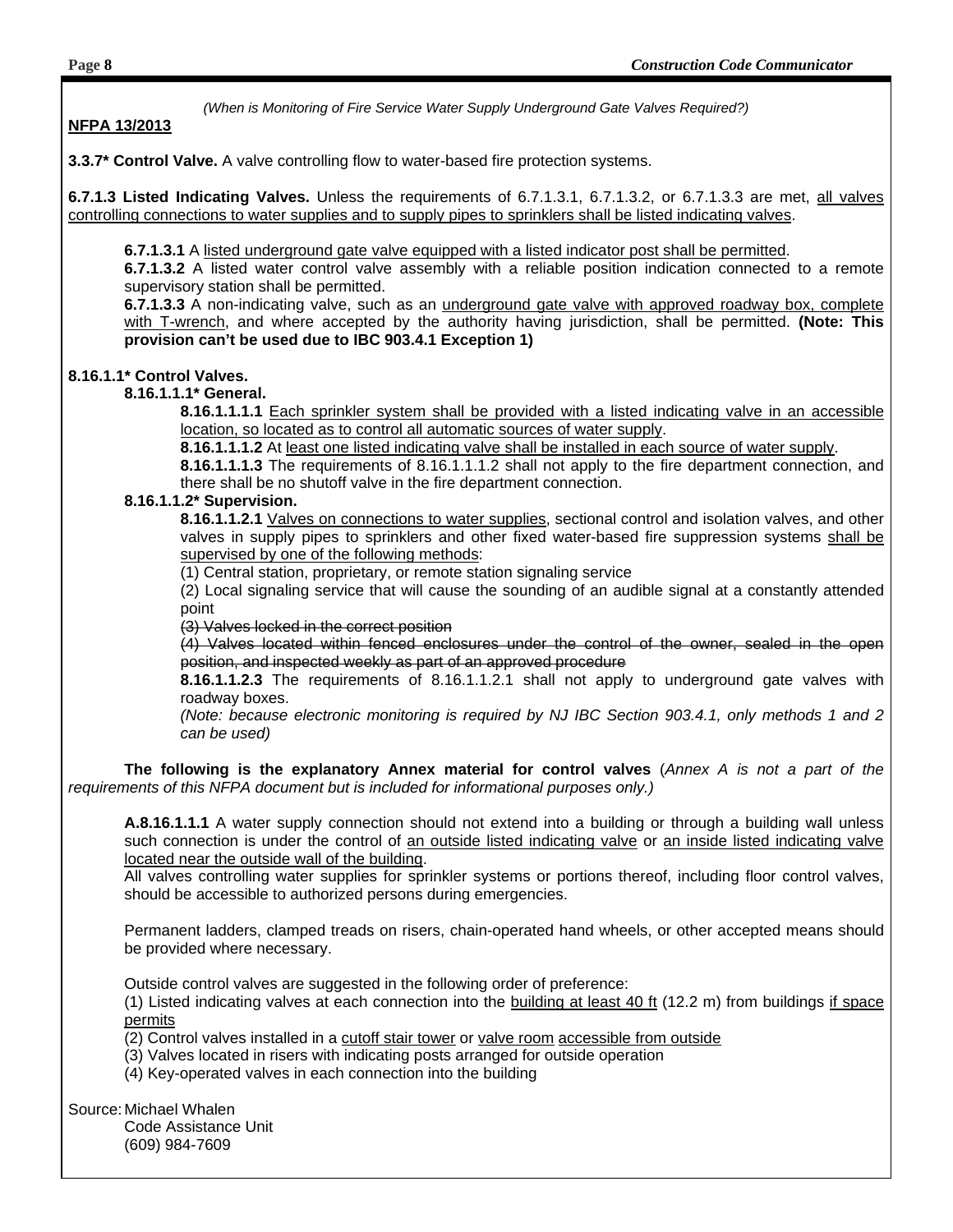*(When is Monitoring of Fire Service Water Supply Underground Gate Valves Required?)*

**NFPA 13/2013**

**3.3.7* Control Valve.** A valve controlling flow to water-based fire protection systems.

**6.7.1.3 Listed Indicating Valves.** Unless the requirements of 6.7.1.3.1, 6.7.1.3.2, or 6.7.1.3.3 are met, <u>all valves controlling connections to water supplies and to supply pipes to sprinklers shall be listed indicating valves</u>.

> **6.7.1.3.1** A <u>listed underground gate valve equipped with a listed indicator post shall be permitted</u>.
>
> **6.7.1.3.2** A listed water control valve assembly with a reliable position indication connected to a remote supervisory station shall be permitted.
>
> **6.7.1.3.3** A non-indicating valve, such as an <u>underground gate valve with approved roadway box, complete with T-wrench</u>, and where accepted by the authority having jurisdiction, shall be permitted. **(Note: This provision can't be used due to IBC 903.4.1 Exception 1)**

**8.16.1.1* Control Valves.**

**8.16.1.1.1* General.**

**8.16.1.1.1.1** <u>Each sprinkler system shall be provided with a listed indicating valve in an accessible location, so located as to control all automatic sources of water supply</u>.

**8.16.1.1.1.2** At <u>least one listed indicating valve shall be installed in each source of water supply</u>.

**8.16.1.1.1.3** The requirements of 8.16.1.1.1.2 shall not apply to the fire department connection, and there shall be no shutoff valve in the fire department connection.

**8.16.1.1.2* Supervision.**

**8.16.1.1.2.1** <u>Valves on connections to water supplies</u>, sectional control and isolation valves, and other valves in supply pipes to sprinklers and other fixed water-based fire suppression systems <u>shall be supervised by one of the following methods</u>:

(1) Central station, proprietary, or remote station signaling service

(2) Local signaling service that will cause the sounding of an audible signal at a constantly attended point

~~(3) Valves locked in the correct position~~

~~(4) Valves located within fenced enclosures under the control of the owner, sealed in the open position, and inspected weekly as part of an approved procedure~~

**8.16.1.1.2.3** The requirements of 8.16.1.1.2.1 shall not apply to underground gate valves with roadway boxes.

*(Note: because electronic monitoring is required by NJ IBC Section 903.4.1, only methods 1 and 2 can be used)*

**The following is the explanatory Annex material for control valves** (*Annex A is not a part of the requirements of this NFPA document but is included for informational purposes only.)*

**A.8.16.1.1.1** A water supply connection should not extend into a building or through a building wall unless such connection is under the control of <u>an outside listed indicating valve</u> or <u>an inside listed indicating valve located near the outside wall of the building</u>.

All valves controlling water supplies for sprinkler systems or portions thereof, including floor control valves, should be accessible to authorized persons during emergencies.

Permanent ladders, clamped treads on risers, chain-operated hand wheels, or other accepted means should be provided where necessary.

Outside control valves are suggested in the following order of preference:

(1) Listed indicating valves at each connection into the <u>building at least 40 ft</u> (12.2 m) from buildings <u>if space permits</u>

(2) Control valves installed in a <u>cutoff stair tower</u> or <u>valve room</u> <u>accessible from outside</u>

(3) Valves located in risers with indicating posts arranged for outside operation

(4) Key-operated valves in each connection into the building

Source: Michael Whalen
Code Assistance Unit
(609) 984-7609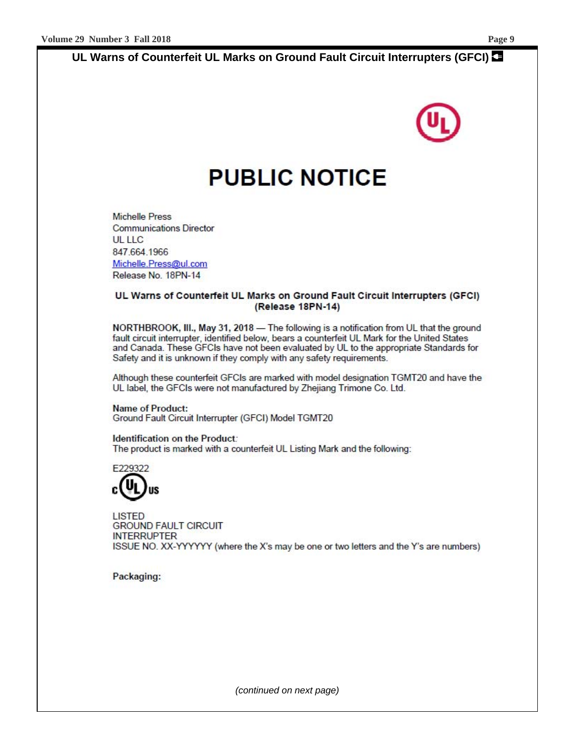# UL Warns of Counterfeit UL Marks on Ground Fault Circuit Interrupters (GFCI)

## PUBLIC NOTICE

Michelle Press
Communications Director
UL LLC
847.664.1966
Michelle.Press@ul.com
Release No. 18PN-14

### UL Warns of Counterfeit UL Marks on Ground Fault Circuit Interrupters (GFCI) (Release 18PN-14)

**NORTHBROOK, Ill., May 31, 2018** — The following is a notification from UL that the ground fault circuit interrupter, identified below, bears a counterfeit UL Mark for the United States and Canada. These GFCIs have not been evaluated by UL to the appropriate Standards for Safety and it is unknown if they comply with any safety requirements.

Although these counterfeit GFCIs are marked with model designation TGMT20 and have the UL label, the GFCIs were not manufactured by Zhejiang Trimone Co. Ltd.

**Name of Product:**
Ground Fault Circuit Interrupter (GFCI) Model TGMT20

**Identification on the Product:**
The product is marked with a counterfeit UL Listing Mark and the following:

E229322
c UL us

LISTED
GROUND FAULT CIRCUIT
INTERRUPTER
ISSUE NO. XX-YYYYYY (where the X's may be one or two letters and the Y's are numbers)

**Packaging:**

*(continued on next page)*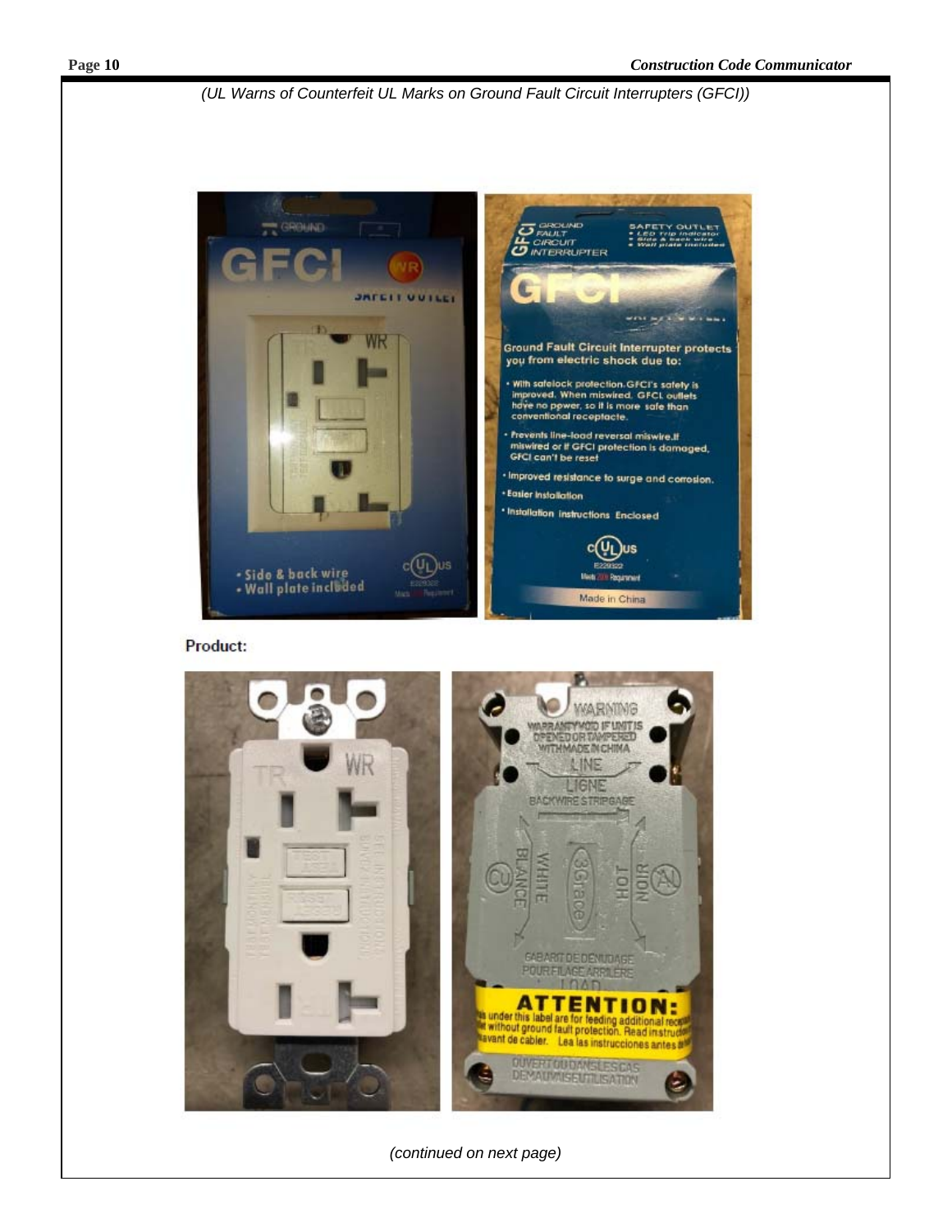*(UL Warns of Counterfeit UL Marks on Ground Fault Circuit Interrupters (GFCI))*

Product:

*(continued on next page)*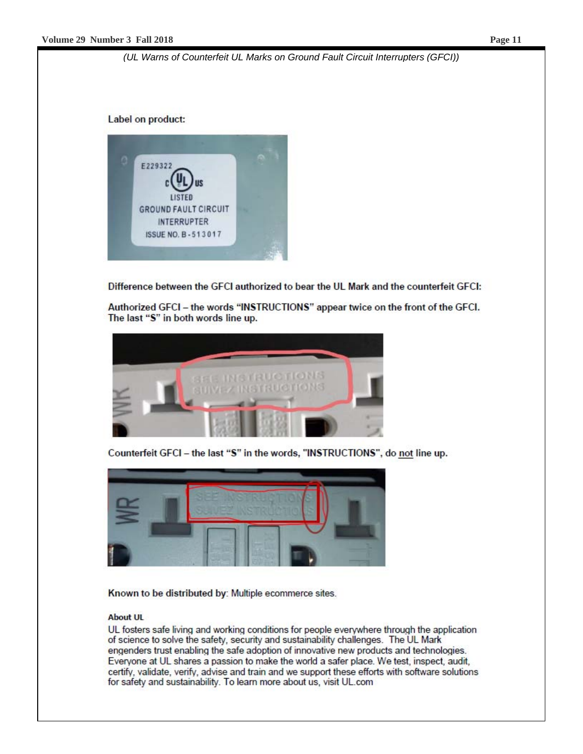*(UL Warns of Counterfeit UL Marks on Ground Fault Circuit Interrupters (GFCI))*

**Label on product:**

**Difference between the GFCI authorized to bear the UL Mark and the counterfeit GFCI:**

**Authorized GFCI – the words "INSTRUCTIONS" appear twice on the front of the GFCI. The last "S" in both words line up.**

**Counterfeit GFCI – the last "S" in the words, "INSTRUCTIONS", do not line up.**

**Known to be distributed by**: Multiple ecommerce sites.

**About UL**

UL fosters safe living and working conditions for people everywhere through the application of science to solve the safety, security and sustainability challenges. The UL Mark engenders trust enabling the safe adoption of innovative new products and technologies. Everyone at UL shares a passion to make the world a safer place. We test, inspect, audit, certify, validate, verify, advise and train and we support these efforts with software solutions for safety and sustainability. To learn more about us, visit UL.com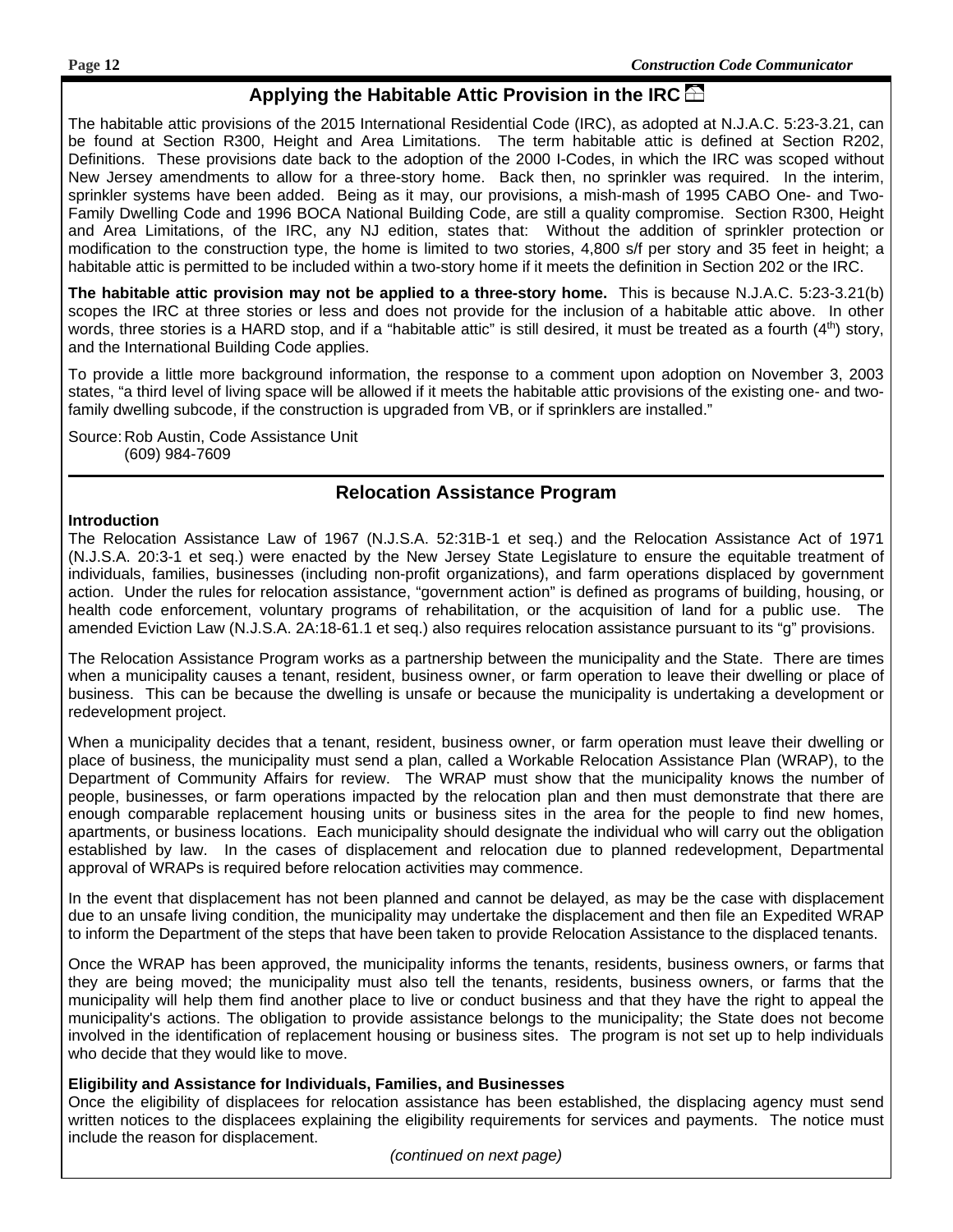## Applying the Habitable Attic Provision in the IRC

The habitable attic provisions of the 2015 International Residential Code (IRC), as adopted at N.J.A.C. 5:23-3.21, can be found at Section R300, Height and Area Limitations. The term habitable attic is defined at Section R202, Definitions. These provisions date back to the adoption of the 2000 I-Codes, in which the IRC was scoped without New Jersey amendments to allow for a three-story home. Back then, no sprinkler was required. In the interim, sprinkler systems have been added. Being as it may, our provisions, a mish-mash of 1995 CABO One- and Two-Family Dwelling Code and 1996 BOCA National Building Code, are still a quality compromise. Section R300, Height and Area Limitations, of the IRC, any NJ edition, states that: Without the addition of sprinkler protection or modification to the construction type, the home is limited to two stories, 4,800 s/f per story and 35 feet in height; a habitable attic is permitted to be included within a two-story home if it meets the definition in Section 202 or the IRC.

**The habitable attic provision may not be applied to a three-story home.** This is because N.J.A.C. 5:23-3.21(b) scopes the IRC at three stories or less and does not provide for the inclusion of a habitable attic above. In other words, three stories is a HARD stop, and if a "habitable attic" is still desired, it must be treated as a fourth (4th) story, and the International Building Code applies.

To provide a little more background information, the response to a comment upon adoption on November 3, 2003 states, "a third level of living space will be allowed if it meets the habitable attic provisions of the existing one- and two-family dwelling subcode, if the construction is upgraded from VB, or if sprinklers are installed."

Source: Rob Austin, Code Assistance Unit
(609) 984-7609

## Relocation Assistance Program

**Introduction**

The Relocation Assistance Law of 1967 (N.J.S.A. 52:31B-1 et seq.) and the Relocation Assistance Act of 1971 (N.J.S.A. 20:3-1 et seq.) were enacted by the New Jersey State Legislature to ensure the equitable treatment of individuals, families, businesses (including non-profit organizations), and farm operations displaced by government action. Under the rules for relocation assistance, "government action" is defined as programs of building, housing, or health code enforcement, voluntary programs of rehabilitation, or the acquisition of land for a public use. The amended Eviction Law (N.J.S.A. 2A:18-61.1 et seq.) also requires relocation assistance pursuant to its "g" provisions.

The Relocation Assistance Program works as a partnership between the municipality and the State. There are times when a municipality causes a tenant, resident, business owner, or farm operation to leave their dwelling or place of business. This can be because the dwelling is unsafe or because the municipality is undertaking a development or redevelopment project.

When a municipality decides that a tenant, resident, business owner, or farm operation must leave their dwelling or place of business, the municipality must send a plan, called a Workable Relocation Assistance Plan (WRAP), to the Department of Community Affairs for review. The WRAP must show that the municipality knows the number of people, businesses, or farm operations impacted by the relocation plan and then must demonstrate that there are enough comparable replacement housing units or business sites in the area for the people to find new homes, apartments, or business locations. Each municipality should designate the individual who will carry out the obligation established by law. In the cases of displacement and relocation due to planned redevelopment, Departmental approval of WRAPs is required before relocation activities may commence.

In the event that displacement has not been planned and cannot be delayed, as may be the case with displacement due to an unsafe living condition, the municipality may undertake the displacement and then file an Expedited WRAP to inform the Department of the steps that have been taken to provide Relocation Assistance to the displaced tenants.

Once the WRAP has been approved, the municipality informs the tenants, residents, business owners, or farms that they are being moved; the municipality must also tell the tenants, residents, business owners, or farms that the municipality will help them find another place to live or conduct business and that they have the right to appeal the municipality's actions. The obligation to provide assistance belongs to the municipality; the State does not become involved in the identification of replacement housing or business sites. The program is not set up to help individuals who decide that they would like to move.

**Eligibility and Assistance for Individuals, Families, and Businesses**

Once the eligibility of displacees for relocation assistance has been established, the displacing agency must send written notices to the displacees explaining the eligibility requirements for services and payments. The notice must include the reason for displacement.

*(continued on next page)*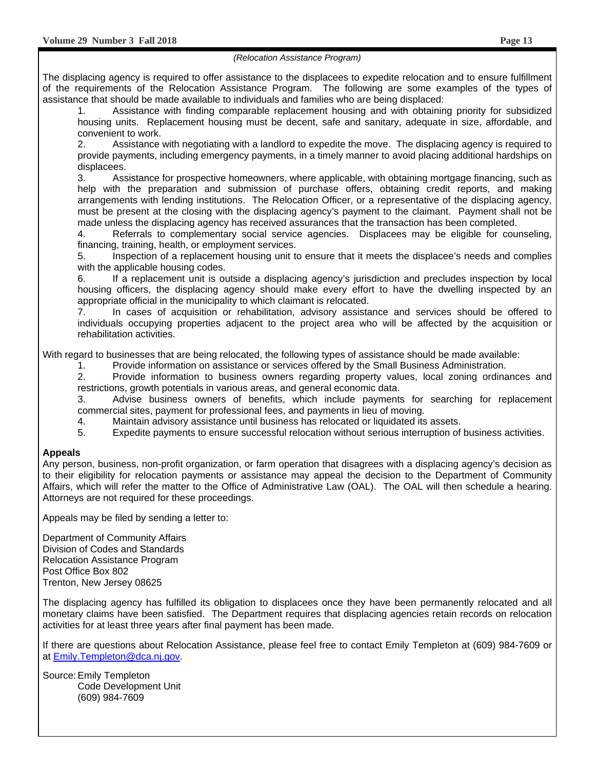*(Relocation Assistance Program)*

The displacing agency is required to offer assistance to the displacees to expedite relocation and to ensure fulfillment of the requirements of the Relocation Assistance Program. The following are some examples of the types of assistance that should be made available to individuals and families who are being displaced:

1. Assistance with finding comparable replacement housing and with obtaining priority for subsidized housing units. Replacement housing must be decent, safe and sanitary, adequate in size, affordable, and convenient to work.
2. Assistance with negotiating with a landlord to expedite the move. The displacing agency is required to provide payments, including emergency payments, in a timely manner to avoid placing additional hardships on displacees.
3. Assistance for prospective homeowners, where applicable, with obtaining mortgage financing, such as help with the preparation and submission of purchase offers, obtaining credit reports, and making arrangements with lending institutions. The Relocation Officer, or a representative of the displacing agency, must be present at the closing with the displacing agency's payment to the claimant. Payment shall not be made unless the displacing agency has received assurances that the transaction has been completed.
4. Referrals to complementary social service agencies. Displacees may be eligible for counseling, financing, training, health, or employment services.
5. Inspection of a replacement housing unit to ensure that it meets the displacee's needs and complies with the applicable housing codes.
6. If a replacement unit is outside a displacing agency's jurisdiction and precludes inspection by local housing officers, the displacing agency should make every effort to have the dwelling inspected by an appropriate official in the municipality to which claimant is relocated.
7. In cases of acquisition or rehabilitation, advisory assistance and services should be offered to individuals occupying properties adjacent to the project area who will be affected by the acquisition or rehabilitation activities.

With regard to businesses that are being relocated, the following types of assistance should be made available:

1. Provide information on assistance or services offered by the Small Business Administration.
2. Provide information to business owners regarding property values, local zoning ordinances and restrictions, growth potentials in various areas, and general economic data.
3. Advise business owners of benefits, which include payments for searching for replacement commercial sites, payment for professional fees, and payments in lieu of moving.
4. Maintain advisory assistance until business has relocated or liquidated its assets.
5. Expedite payments to ensure successful relocation without serious interruption of business activities.

**Appeals**

Any person, business, non-profit organization, or farm operation that disagrees with a displacing agency's decision as to their eligibility for relocation payments or assistance may appeal the decision to the Department of Community Affairs, which will refer the matter to the Office of Administrative Law (OAL). The OAL will then schedule a hearing. Attorneys are not required for these proceedings.

Appeals may be filed by sending a letter to:

Department of Community Affairs
Division of Codes and Standards
Relocation Assistance Program
Post Office Box 802
Trenton, New Jersey 08625

The displacing agency has fulfilled its obligation to displacees once they have been permanently relocated and all monetary claims have been satisfied. The Department requires that displacing agencies retain records on relocation activities for at least three years after final payment has been made.

If there are questions about Relocation Assistance, please feel free to contact Emily Templeton at (609) 984-7609 or at Emily.Templeton@dca.nj.gov.

Source: Emily Templeton
Code Development Unit
(609) 984-7609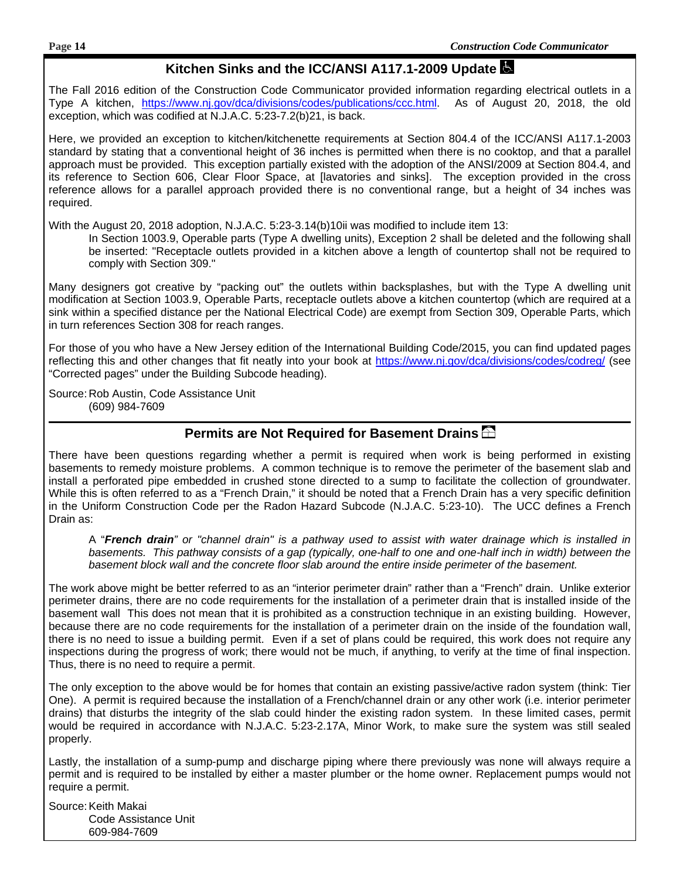## Kitchen Sinks and the ICC/ANSI A117.1-2009 Update

The Fall 2016 edition of the Construction Code Communicator provided information regarding electrical outlets in a Type A kitchen, https://www.nj.gov/dca/divisions/codes/publications/ccc.html. As of August 20, 2018, the old exception, which was codified at N.J.A.C. 5:23-7.2(b)21, is back.

Here, we provided an exception to kitchen/kitchenette requirements at Section 804.4 of the ICC/ANSI A117.1-2003 standard by stating that a conventional height of 36 inches is permitted when there is no cooktop, and that a parallel approach must be provided. This exception partially existed with the adoption of the ANSI/2009 at Section 804.4, and its reference to Section 606, Clear Floor Space, at [lavatories and sinks]. The exception provided in the cross reference allows for a parallel approach provided there is no conventional range, but a height of 34 inches was required.

With the August 20, 2018 adoption, N.J.A.C. 5:23-3.14(b)10ii was modified to include item 13:

> In Section 1003.9, Operable parts (Type A dwelling units), Exception 2 shall be deleted and the following shall be inserted: "Receptacle outlets provided in a kitchen above a length of countertop shall not be required to comply with Section 309."

Many designers got creative by "packing out" the outlets within backsplashes, but with the Type A dwelling unit modification at Section 1003.9, Operable Parts, receptacle outlets above a kitchen countertop (which are required at a sink within a specified distance per the National Electrical Code) are exempt from Section 309, Operable Parts, which in turn references Section 308 for reach ranges.

For those of you who have a New Jersey edition of the International Building Code/2015, you can find updated pages reflecting this and other changes that fit neatly into your book at https://www.nj.gov/dca/divisions/codes/codreg/ (see "Corrected pages" under the Building Subcode heading).

Source: Rob Austin, Code Assistance Unit
(609) 984-7609

## Permits are Not Required for Basement Drains

There have been questions regarding whether a permit is required when work is being performed in existing basements to remedy moisture problems. A common technique is to remove the perimeter of the basement slab and install a perforated pipe embedded in crushed stone directed to a sump to facilitate the collection of groundwater. While this is often referred to as a "French Drain," it should be noted that a French Drain has a very specific definition in the Uniform Construction Code per the Radon Hazard Subcode (N.J.A.C. 5:23-10). The UCC defines a French Drain as:

> A "***French drain****" or "channel drain" is a pathway used to assist with water drainage which is installed in basements. This pathway consists of a gap (typically, one-half to one and one-half inch in width) between the basement block wall and the concrete floor slab around the entire inside perimeter of the basement.*

The work above might be better referred to as an "interior perimeter drain" rather than a "French" drain. Unlike exterior perimeter drains, there are no code requirements for the installation of a perimeter drain that is installed inside of the basement wall This does not mean that it is prohibited as a construction technique in an existing building. However, because there are no code requirements for the installation of a perimeter drain on the inside of the foundation wall, there is no need to issue a building permit. Even if a set of plans could be required, this work does not require any inspections during the progress of work; there would not be much, if anything, to verify at the time of final inspection. Thus, there is no need to require a permit.

The only exception to the above would be for homes that contain an existing passive/active radon system (think: Tier One). A permit is required because the installation of a French/channel drain or any other work (i.e. interior perimeter drains) that disturbs the integrity of the slab could hinder the existing radon system. In these limited cases, permit would be required in accordance with N.J.A.C. 5:23-2.17A, Minor Work, to make sure the system was still sealed properly.

Lastly, the installation of a sump-pump and discharge piping where there previously was none will always require a permit and is required to be installed by either a master plumber or the home owner. Replacement pumps would not require a permit.

Source: Keith Makai
Code Assistance Unit
609-984-7609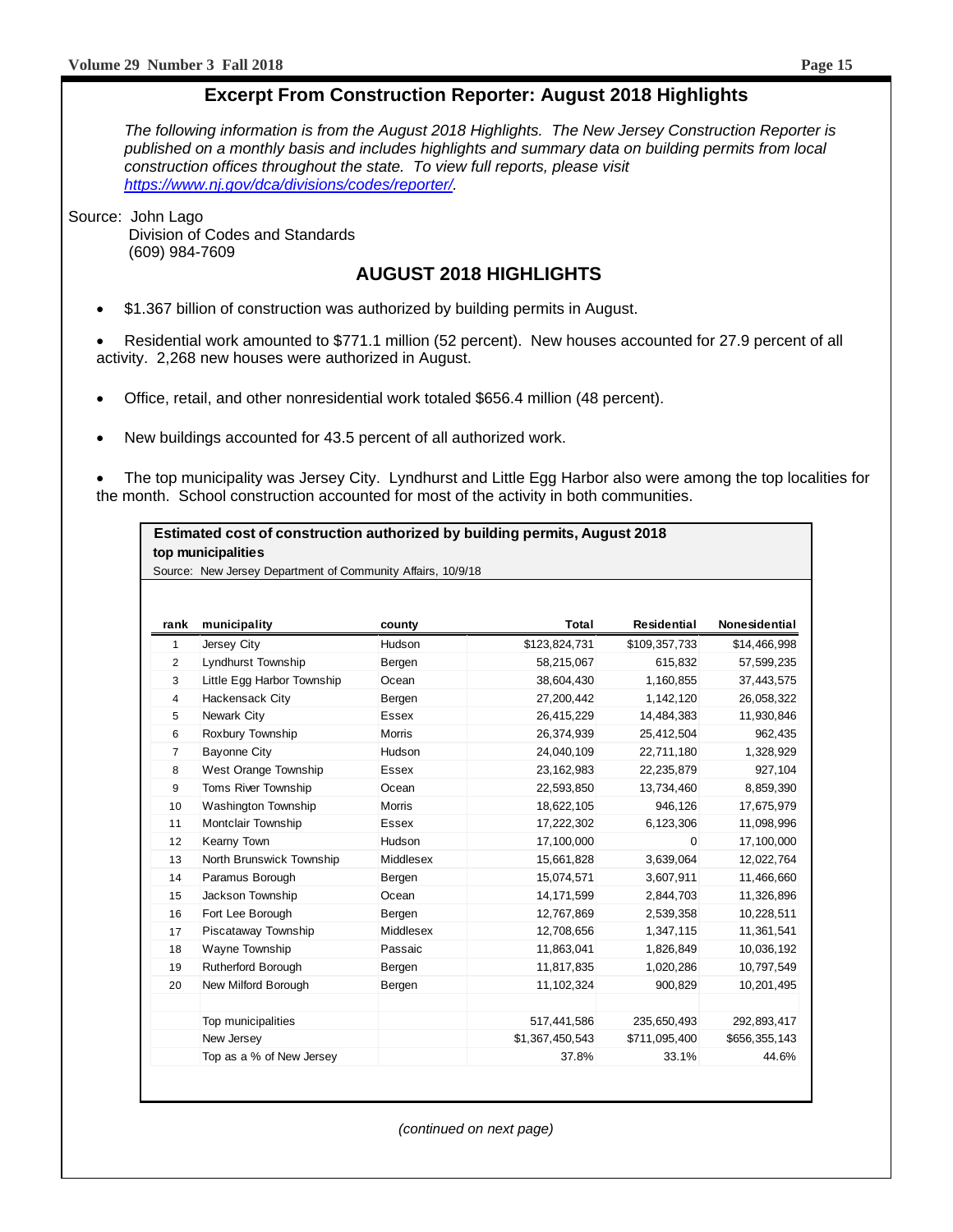## Excerpt From Construction Reporter: August 2018 Highlights

*The following information is from the August 2018 Highlights. The New Jersey Construction Reporter is published on a monthly basis and includes highlights and summary data on building permits from local construction offices throughout the state. To view full reports, please visit [https://www.nj.gov/dca/divisions/codes/reporter/](https://www.nj.gov/dca/divisions/codes/reporter/).*

Source: John Lago
Division of Codes and Standards
(609) 984-7609

## AUGUST 2018 HIGHLIGHTS

- $1.367 billion of construction was authorized by building permits in August.
- Residential work amounted to $771.1 million (52 percent). New houses accounted for 27.9 percent of all activity. 2,268 new houses were authorized in August.
- Office, retail, and other nonresidential work totaled $656.4 million (48 percent).
- New buildings accounted for 43.5 percent of all authorized work.
- The top municipality was Jersey City. Lyndhurst and Little Egg Harbor also were among the top localities for the month. School construction accounted for most of the activity in both communities.

**Estimated cost of construction authorized by building permits, August 2018**
**top municipalities**
Source: New Jersey Department of Community Affairs, 10/9/18

| rank | municipality | county | Total | Residential | Nonresidential |
|---|---|---|---|---|---|
| 1 | Jersey City | Hudson | $123,824,731 | $109,357,733 | $14,466,998 |
| 2 | Lyndhurst Township | Bergen | 58,215,067 | 615,832 | 57,599,235 |
| 3 | Little Egg Harbor Township | Ocean | 38,604,430 | 1,160,855 | 37,443,575 |
| 4 | Hackensack City | Bergen | 27,200,442 | 1,142,120 | 26,058,322 |
| 5 | Newark City | Essex | 26,415,229 | 14,484,383 | 11,930,846 |
| 6 | Roxbury Township | Morris | 26,374,939 | 25,412,504 | 962,435 |
| 7 | Bayonne City | Hudson | 24,040,109 | 22,711,180 | 1,328,929 |
| 8 | West Orange Township | Essex | 23,162,983 | 22,235,879 | 927,104 |
| 9 | Toms River Township | Ocean | 22,593,850 | 13,734,460 | 8,859,390 |
| 10 | Washington Township | Morris | 18,622,105 | 946,126 | 17,675,979 |
| 11 | Montclair Township | Essex | 17,222,302 | 6,123,306 | 11,098,996 |
| 12 | Kearny Town | Hudson | 17,100,000 | 0 | 17,100,000 |
| 13 | North Brunswick Township | Middlesex | 15,661,828 | 3,639,064 | 12,022,764 |
| 14 | Paramus Borough | Bergen | 15,074,571 | 3,607,911 | 11,466,660 |
| 15 | Jackson Township | Ocean | 14,171,599 | 2,844,703 | 11,326,896 |
| 16 | Fort Lee Borough | Bergen | 12,767,869 | 2,539,358 | 10,228,511 |
| 17 | Piscataway Township | Middlesex | 12,708,656 | 1,347,115 | 11,361,541 |
| 18 | Wayne Township | Passaic | 11,863,041 | 1,826,849 | 10,036,192 |
| 19 | Rutherford Borough | Bergen | 11,817,835 | 1,020,286 | 10,797,549 |
| 20 | New Milford Borough | Bergen | 11,102,324 | 900,829 | 10,201,495 |
| | | | | | |
| | Top municipalities | | 517,441,586 | 235,650,493 | 292,893,417 |
| | New Jersey | | $1,367,450,543 | $711,095,400 | $656,355,143 |
| | Top as a % of New Jersey | | 37.8% | 33.1% | 44.6% |

*(continued on next page)*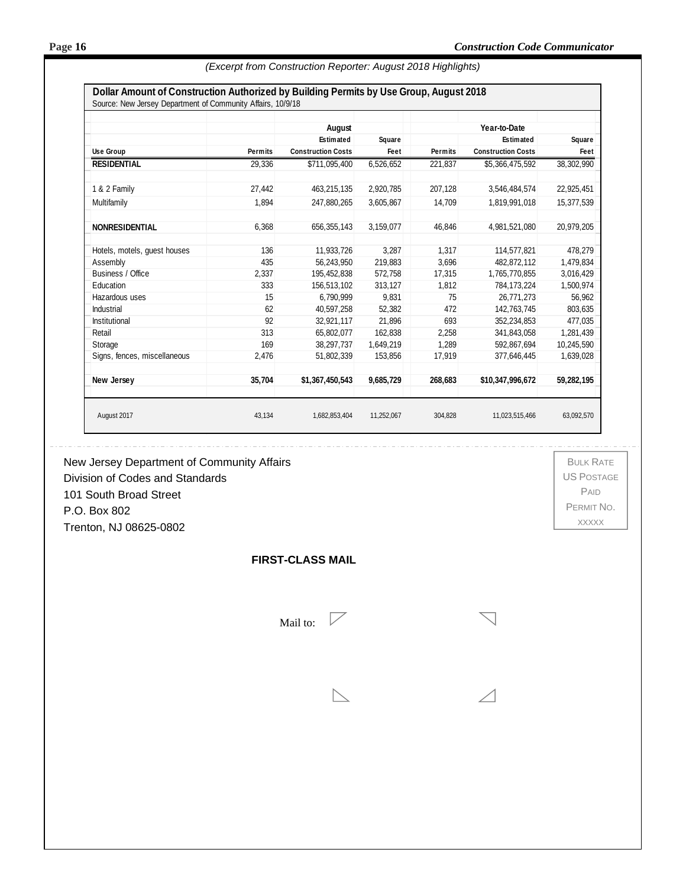*(Excerpt from Construction Reporter: August 2018 Highlights)*

**Dollar Amount of Construction Authorized by Building Permits by Use Group, August 2018**
Source: New Jersey Department of Community Affairs, 10/9/18

| | August | | | Year-to-Date | | |
|---|---|---|---|---|---|---|
| Use Group | Permits | Estimated Construction Costs | Square Feet | Permits | Estimated Construction Costs | Square Feet |
| **RESIDENTIAL** | 29,336 | $711,095,400 | 6,526,652 | 221,837 | $5,366,475,592 | 38,302,990 |
| 1 & 2 Family | 27,442 | 463,215,135 | 2,920,785 | 207,128 | 3,546,484,574 | 22,925,451 |
| Multifamily | 1,894 | 247,880,265 | 3,605,867 | 14,709 | 1,819,991,018 | 15,377,539 |
| **NONRESIDENTIAL** | 6,368 | 656,355,143 | 3,159,077 | 46,846 | 4,981,521,080 | 20,979,205 |
| Hotels, motels, guest houses | 136 | 11,933,726 | 3,287 | 1,317 | 114,577,821 | 478,279 |
| Assembly | 435 | 56,243,950 | 219,883 | 3,696 | 482,872,112 | 1,479,834 |
| Business / Office | 2,337 | 195,452,838 | 572,758 | 17,315 | 1,765,770,855 | 3,016,429 |
| Education | 333 | 156,513,102 | 313,127 | 1,812 | 784,173,224 | 1,500,974 |
| Hazardous uses | 15 | 6,790,999 | 9,831 | 75 | 26,771,273 | 56,962 |
| Industrial | 62 | 40,597,258 | 52,382 | 472 | 142,763,745 | 803,635 |
| Institutional | 92 | 32,921,117 | 21,896 | 693 | 352,234,853 | 477,035 |
| Retail | 313 | 65,802,077 | 162,838 | 2,258 | 341,843,058 | 1,281,439 |
| Storage | 169 | 38,297,737 | 1,649,219 | 1,289 | 592,867,694 | 10,245,590 |
| Signs, fences, miscellaneous | 2,476 | 51,802,339 | 153,856 | 17,919 | 377,646,445 | 1,639,028 |
| **New Jersey** | **35,704** | **$1,367,450,543** | **9,685,729** | **268,683** | **$10,347,996,672** | **59,282,195** |
| August 2017 | 43,134 | 1,682,853,404 | 11,252,067 | 304,828 | 11,023,515,466 | 63,092,570 |

New Jersey Department of Community Affairs
Division of Codes and Standards
101 South Broad Street
P.O. Box 802
Trenton, NJ 08625-0802

BULK RATE
US POSTAGE
PAID
PERMIT NO.
XXXXX

**FIRST-CLASS MAIL**

Mail to: